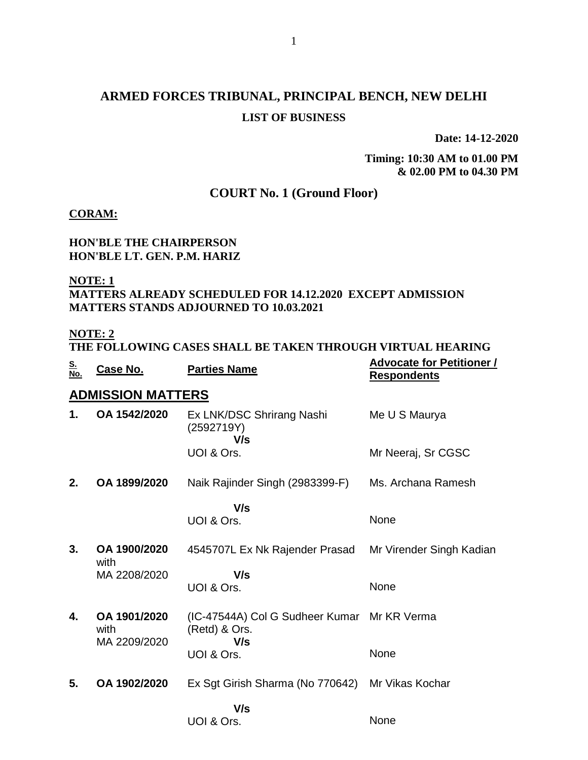# ARMED FORCES TRIBUNAL, PRINCIPAL BENCH, NEW DELHI

## LIST OF BUSINESS

**Date: 14-12-2020**

**Timing: 10:30 AM to 01.00 PM & 02.00 PM to 04.30 PM**

## COURT No. 1 (Ground Floor)

**CORAM:**

**HON'BLE THE CHAIRPERSON**
**HON'BLE LT. GEN. P.M. HARIZ**

**NOTE: 1**
**MATTERS ALREADY SCHEDULED FOR 14.12.2020 EXCEPT ADMISSION MATTERS STANDS ADJOURNED TO 10.03.2021**

**NOTE: 2**
**THE FOLLOWING CASES SHALL BE TAKEN THROUGH VIRTUAL HEARING**

| S. No. | Case No. | Parties Name | Advocate for Petitioner / Respondents |
|---|---|---|---|
| **ADMISSION MATTERS** | | | |
| **1.** | **OA 1542/2020** | Ex LNK/DSC Shrirang Nashi (2592719Y) **V/s** UOI & Ors. | Me U S Maurya<br>Mr Neeraj, Sr CGSC |
| **2.** | **OA 1899/2020** | Naik Rajinder Singh (2983399-F) **V/s** UOI & Ors. | Ms. Archana Ramesh<br>None |
| **3.** | **OA 1900/2020** with MA 2208/2020 | 4545707L Ex Nk Rajender Prasad **V/s** UOI & Ors. | Mr Virender Singh Kadian<br>None |
| **4.** | **OA 1901/2020** with MA 2209/2020 | (IC-47544A) Col G Sudheer Kumar (Retd) & Ors. **V/s** UOI & Ors. | Mr KR Verma<br>None |
| **5.** | **OA 1902/2020** | Ex Sgt Girish Sharma (No 770642) **V/s** UOI & Ors. | Mr Vikas Kochar<br>None |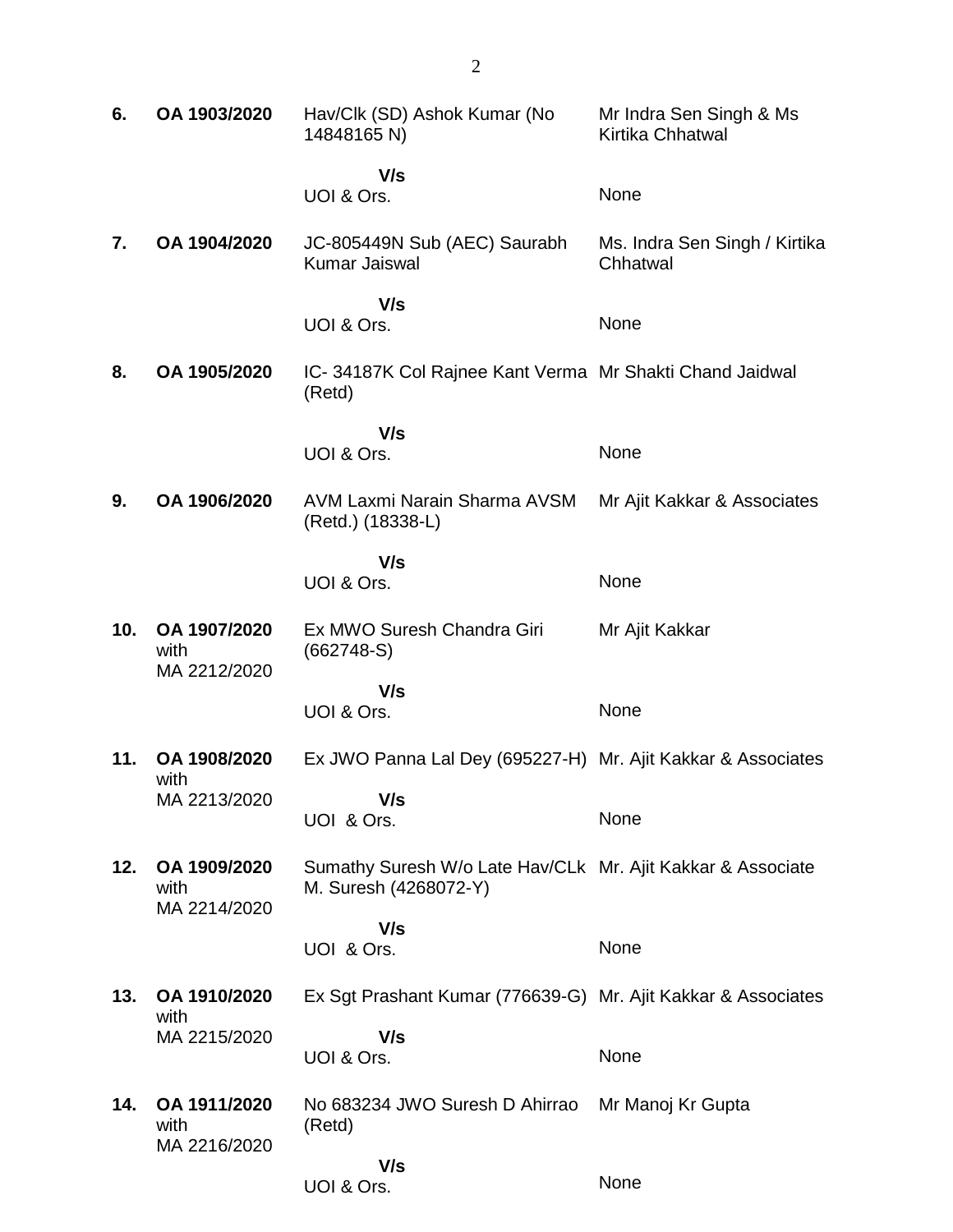| | | | |
|---|---|---|---|
| **6.** | **OA 1903/2020** | Hav/Clk (SD) Ashok Kumar (No 14848165 N) | Mr Indra Sen Singh & Ms Kirtika Chhatwal |
| | | **V/s** UOI & Ors. | None |
| **7.** | **OA 1904/2020** | JC-805449N Sub (AEC) Saurabh Kumar Jaiswal | Ms. Indra Sen Singh / Kirtika Chhatwal |
| | | **V/s** UOI & Ors. | None |
| **8.** | **OA 1905/2020** | IC- 34187K Col Rajnee Kant Verma (Retd) | Mr Shakti Chand Jaidwal |
| | | **V/s** UOI & Ors. | None |
| **9.** | **OA 1906/2020** | AVM Laxmi Narain Sharma AVSM (Retd.) (18338-L) | Mr Ajit Kakkar & Associates |
| | | **V/s** UOI & Ors. | None |
| **10.** | **OA 1907/2020** with MA 2212/2020 | Ex MWO Suresh Chandra Giri (662748-S) | Mr Ajit Kakkar |
| | | **V/s** UOI & Ors. | None |
| **11.** | **OA 1908/2020** with MA 2213/2020 | Ex JWO Panna Lal Dey (695227-H) | Mr. Ajit Kakkar & Associates |
| | | **V/s** UOI & Ors. | None |
| **12.** | **OA 1909/2020** with MA 2214/2020 | Sumathy Suresh W/o Late Hav/CLk M. Suresh (4268072-Y) | Mr. Ajit Kakkar & Associate |
| | | **V/s** UOI & Ors. | None |
| **13.** | **OA 1910/2020** with MA 2215/2020 | Ex Sgt Prashant Kumar (776639-G) | Mr. Ajit Kakkar & Associates |
| | | **V/s** UOI & Ors. | None |
| **14.** | **OA 1911/2020** with MA 2216/2020 | No 683234 JWO Suresh D Ahirrao (Retd) | Mr Manoj Kr Gupta |
| | | **V/s** UOI & Ors. | None |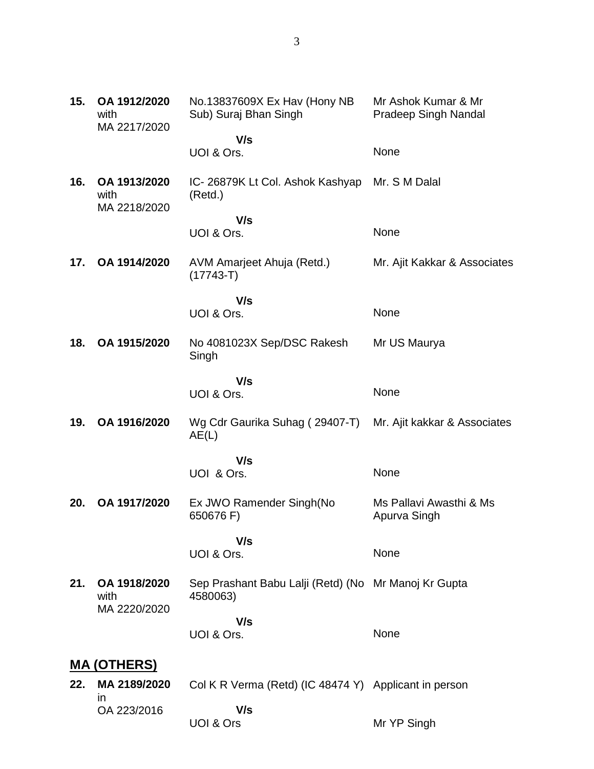| | | | |
|---|---|---|---|
| **15.** | **OA 1912/2020** with MA 2217/2020 | No.13837609X Ex Hav (Hony NB Sub) Suraj Bhan Singh | Mr Ashok Kumar & Mr Pradeep Singh Nandal |
| | | **V/s** UOI & Ors. | None |
| **16.** | **OA 1913/2020** with MA 2218/2020 | IC- 26879K Lt Col. Ashok Kashyap (Retd.) | Mr. S M Dalal |
| | | **V/s** UOI & Ors. | None |
| **17.** | **OA 1914/2020** | AVM Amarjeet Ahuja (Retd.) (17743-T) | Mr. Ajit Kakkar & Associates |
| | | **V/s** UOI & Ors. | None |
| **18.** | **OA 1915/2020** | No 4081023X Sep/DSC Rakesh Singh | Mr US Maurya |
| | | **V/s** UOI & Ors. | None |
| **19.** | **OA 1916/2020** | Wg Cdr Gaurika Suhag ( 29407-T) AE(L) | Mr. Ajit kakkar & Associates |
| | | **V/s** UOI & Ors. | None |
| **20.** | **OA 1917/2020** | Ex JWO Ramender Singh(No 650676 F) | Ms Pallavi Awasthi & Ms Apurva Singh |
| | | **V/s** UOI & Ors. | None |
| **21.** | **OA 1918/2020** with MA 2220/2020 | Sep Prashant Babu Lalji (Retd) (No 4580063) | Mr Manoj Kr Gupta |
| | | **V/s** UOI & Ors. | None |

## MA (OTHERS)

| | | | |
|---|---|---|---|
| **22.** | **MA 2189/2020** in OA 223/2016 | Col K R Verma (Retd) (IC 48474 Y) | Applicant in person |
| | | **V/s** UOI & Ors | Mr YP Singh |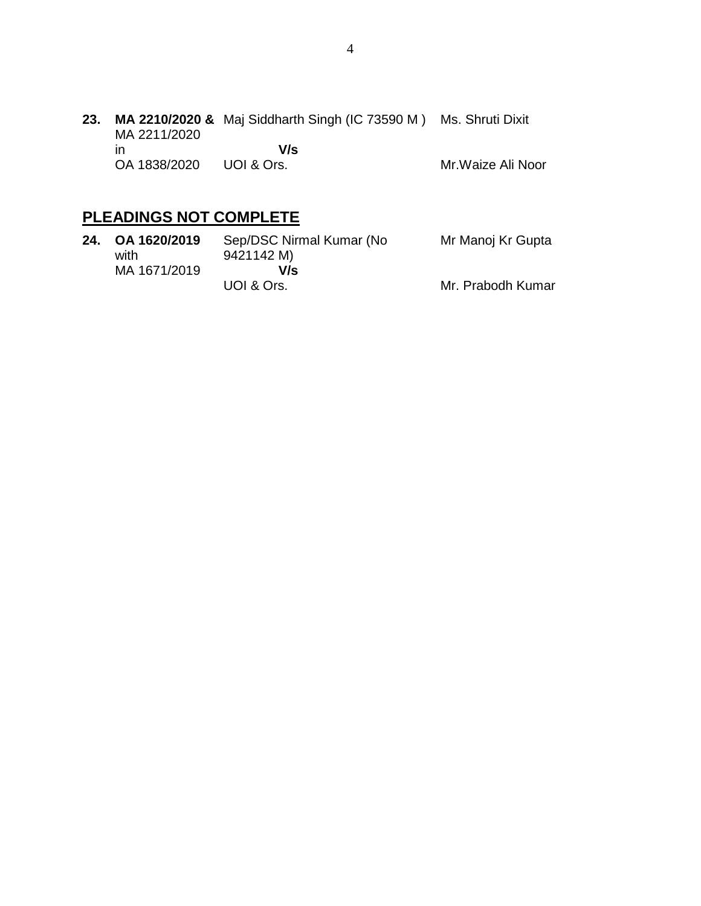| | | | |
|---|---|---|---|
| **23.** | **MA 2210/2020 &** MA 2211/2020 in OA 1838/2020 | Maj Siddharth Singh (IC 73590 M ) **V/s** UOI & Ors. | Ms. Shruti Dixit<br><br>Mr.Waize Ali Noor |

## PLEADINGS NOT COMPLETE

| | | | |
|---|---|---|---|
| **24.** | **OA 1620/2019** with MA 1671/2019 | Sep/DSC Nirmal Kumar (No 9421142 M) **V/s** UOI & Ors. | Mr Manoj Kr Gupta<br><br>Mr. Prabodh Kumar |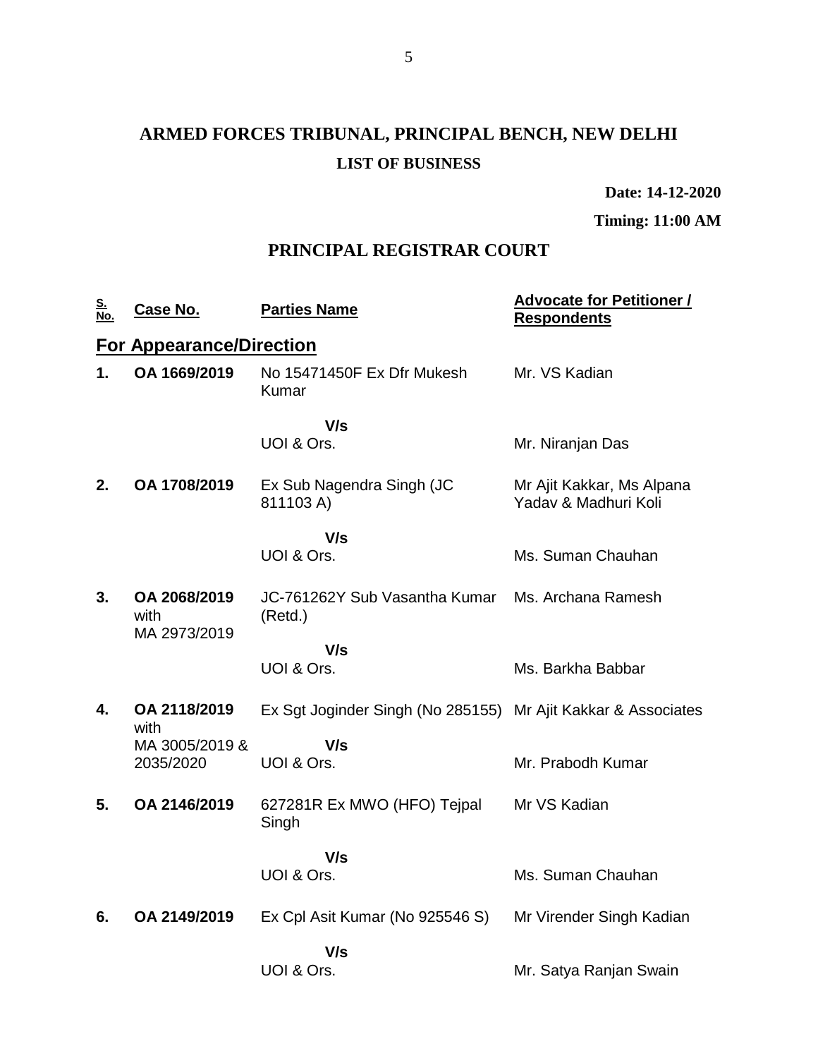# ARMED FORCES TRIBUNAL, PRINCIPAL BENCH, NEW DELHI

**LIST OF BUSINESS**

**Date: 14-12-2020**

**Timing: 11:00 AM**

## PRINCIPAL REGISTRAR COURT

| S. No. | Case No. | Parties Name | Advocate for Petitioner / Respondents |
|---|---|---|---|
| **For Appearance/Direction** | | | |
| **1.** | **OA 1669/2019** | No 15471450F Ex Dfr Mukesh Kumar | Mr. VS Kadian |
| | | **V/s** | |
| | | UOI & Ors. | Mr. Niranjan Das |
| **2.** | **OA 1708/2019** | Ex Sub Nagendra Singh (JC 811103 A) | Mr Ajit Kakkar, Ms Alpana Yadav & Madhuri Koli |
| | | **V/s** | |
| | | UOI & Ors. | Ms. Suman Chauhan |
| **3.** | **OA 2068/2019** with MA 2973/2019 | JC-761262Y Sub Vasantha Kumar (Retd.) | Ms. Archana Ramesh |
| | | **V/s** | |
| | | UOI & Ors. | Ms. Barkha Babbar |
| **4.** | **OA 2118/2019** with MA 3005/2019 & 2035/2020 | Ex Sgt Joginder Singh (No 285155) | Mr Ajit Kakkar & Associates |
| | | **V/s** | |
| | | UOI & Ors. | Mr. Prabodh Kumar |
| **5.** | **OA 2146/2019** | 627281R Ex MWO (HFO) Tejpal Singh | Mr VS Kadian |
| | | **V/s** | |
| | | UOI & Ors. | Ms. Suman Chauhan |
| **6.** | **OA 2149/2019** | Ex Cpl Asit Kumar (No 925546 S) | Mr Virender Singh Kadian |
| | | **V/s** | |
| | | UOI & Ors. | Mr. Satya Ranjan Swain |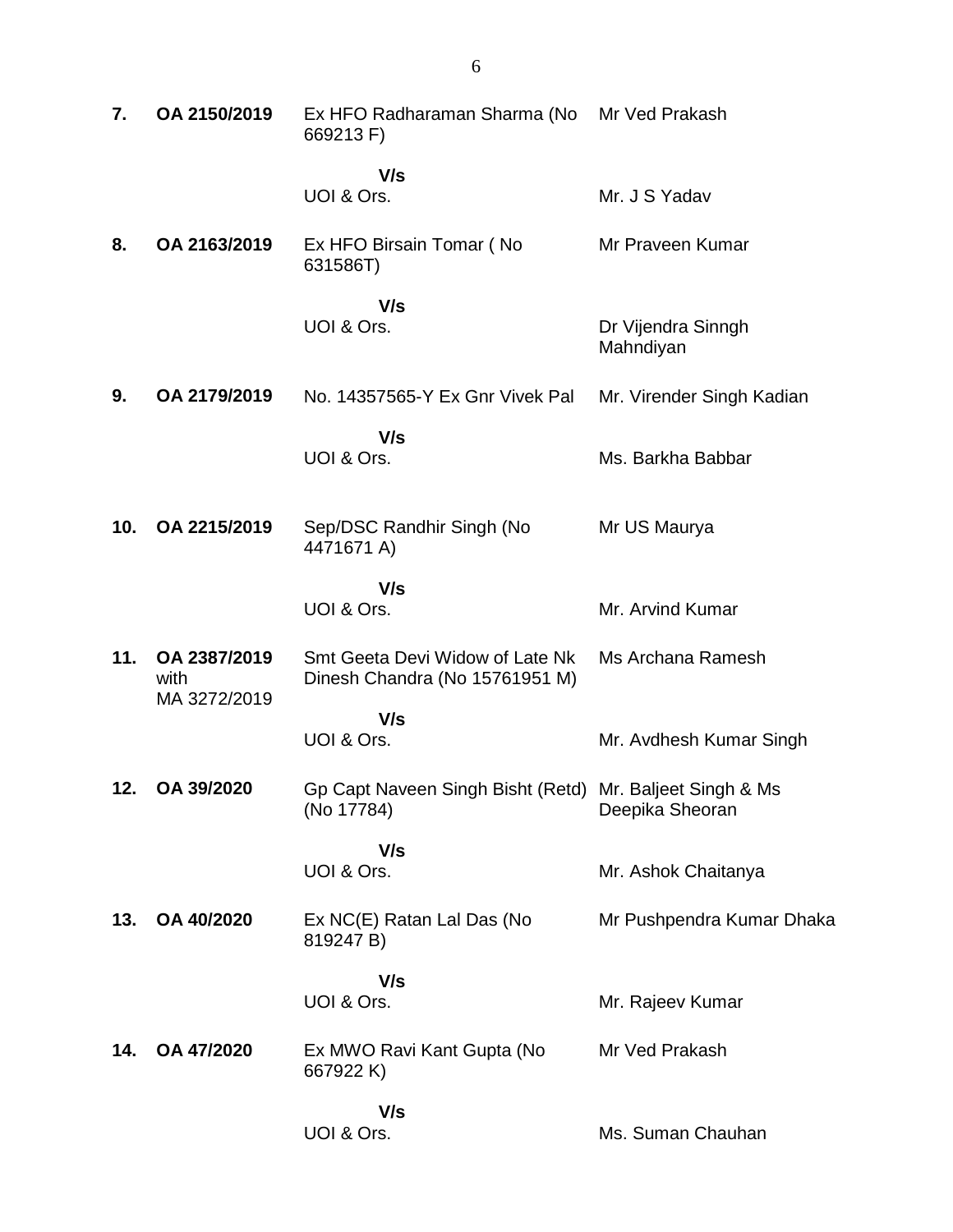| | | | |
|---|---|---|---|
| **7.** | **OA 2150/2019** | Ex HFO Radharaman Sharma (No 669213 F) | Mr Ved Prakash |
| | | **V/s** | |
| | | UOI & Ors. | Mr. J S Yadav |
| **8.** | **OA 2163/2019** | Ex HFO Birsain Tomar ( No 631586T) | Mr Praveen Kumar |
| | | **V/s** | |
| | | UOI & Ors. | Dr Vijendra Sinngh Mahndiyan |
| **9.** | **OA 2179/2019** | No. 14357565-Y Ex Gnr Vivek Pal | Mr. Virender Singh Kadian |
| | | **V/s** | |
| | | UOI & Ors. | Ms. Barkha Babbar |
| **10.** | **OA 2215/2019** | Sep/DSC Randhir Singh (No 4471671 A) | Mr US Maurya |
| | | **V/s** | |
| | | UOI & Ors. | Mr. Arvind Kumar |
| **11.** | **OA 2387/2019** with MA 3272/2019 | Smt Geeta Devi Widow of Late Nk Dinesh Chandra (No 15761951 M) | Ms Archana Ramesh |
| | | **V/s** | |
| | | UOI & Ors. | Mr. Avdhesh Kumar Singh |
| **12.** | **OA 39/2020** | Gp Capt Naveen Singh Bisht (Retd) (No 17784) | Mr. Baljeet Singh & Ms Deepika Sheoran |
| | | **V/s** | |
| | | UOI & Ors. | Mr. Ashok Chaitanya |
| **13.** | **OA 40/2020** | Ex NC(E) Ratan Lal Das (No 819247 B) | Mr Pushpendra Kumar Dhaka |
| | | **V/s** | |
| | | UOI & Ors. | Mr. Rajeev Kumar |
| **14.** | **OA 47/2020** | Ex MWO Ravi Kant Gupta (No 667922 K) | Mr Ved Prakash |
| | | **V/s** | |
| | | UOI & Ors. | Ms. Suman Chauhan |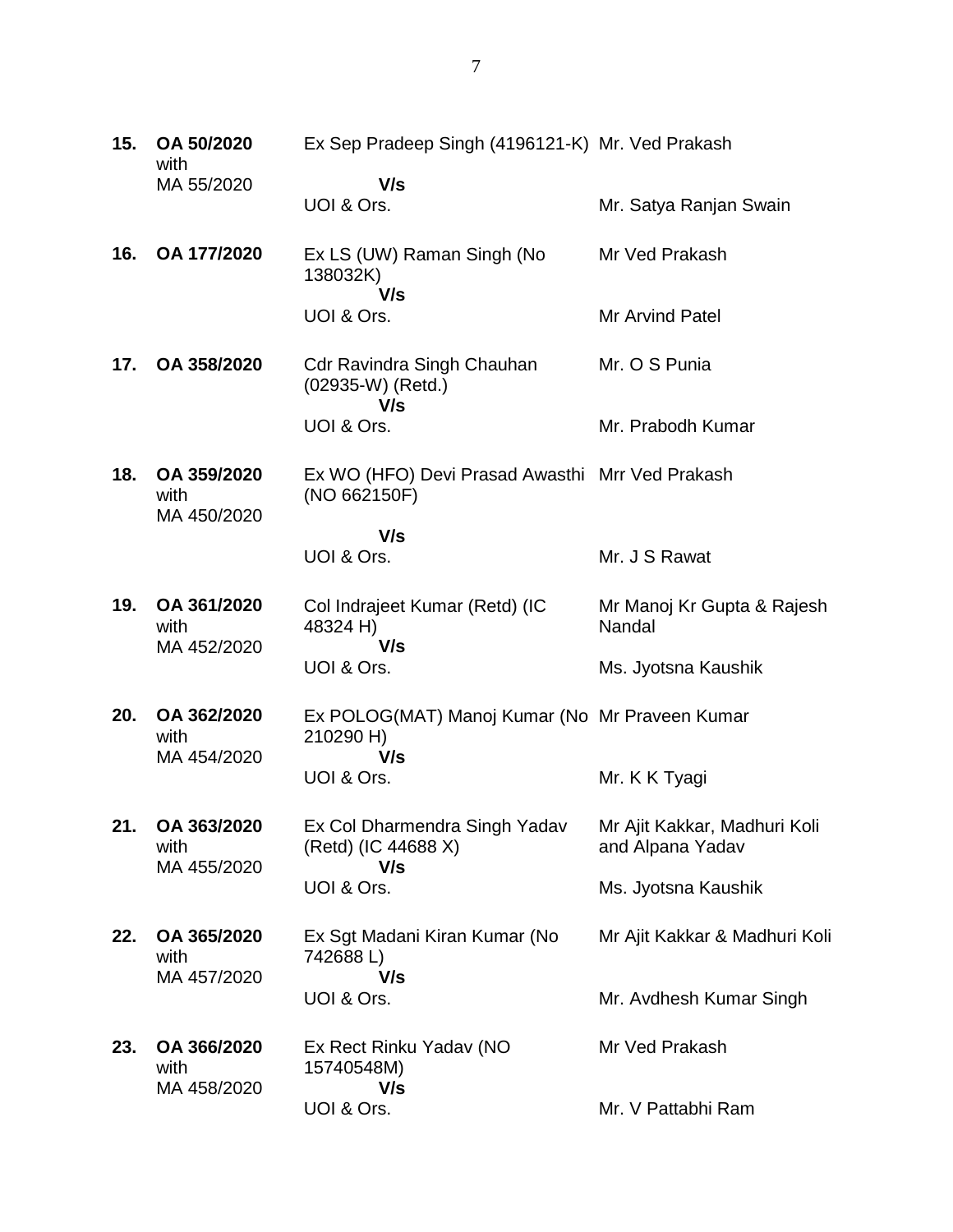| | | | |
|---|---|---|---|
| **15.** | **OA 50/2020** with MA 55/2020 | Ex Sep Pradeep Singh (4196121-K) **V/s** UOI & Ors. | Mr. Ved Prakash<br><br>Mr. Satya Ranjan Swain |
| **16.** | **OA 177/2020** | Ex LS (UW) Raman Singh (No 138032K) **V/s** UOI & Ors. | Mr Ved Prakash<br><br>Mr Arvind Patel |
| **17.** | **OA 358/2020** | Cdr Ravindra Singh Chauhan (02935-W) (Retd.) **V/s** UOI & Ors. | Mr. O S Punia<br><br>Mr. Prabodh Kumar |
| **18.** | **OA 359/2020** with MA 450/2020 | Ex WO (HFO) Devi Prasad Awasthi (NO 662150F) **V/s** UOI & Ors. | Mrr Ved Prakash<br><br>Mr. J S Rawat |
| **19.** | **OA 361/2020** with MA 452/2020 | Col Indrajeet Kumar (Retd) (IC 48324 H) **V/s** UOI & Ors. | Mr Manoj Kr Gupta & Rajesh Nandal<br><br>Ms. Jyotsna Kaushik |
| **20.** | **OA 362/2020** with MA 454/2020 | Ex POLOG(MAT) Manoj Kumar (No 210290 H) **V/s** UOI & Ors. | Mr Praveen Kumar<br><br>Mr. K K Tyagi |
| **21.** | **OA 363/2020** with MA 455/2020 | Ex Col Dharmendra Singh Yadav (Retd) (IC 44688 X) **V/s** UOI & Ors. | Mr Ajit Kakkar, Madhuri Koli and Alpana Yadav<br><br>Ms. Jyotsna Kaushik |
| **22.** | **OA 365/2020** with MA 457/2020 | Ex Sgt Madani Kiran Kumar (No 742688 L) **V/s** UOI & Ors. | Mr Ajit Kakkar & Madhuri Koli<br><br>Mr. Avdhesh Kumar Singh |
| **23.** | **OA 366/2020** with MA 458/2020 | Ex Rect Rinku Yadav (NO 15740548M) **V/s** UOI & Ors. | Mr Ved Prakash<br><br>Mr. V Pattabhi Ram |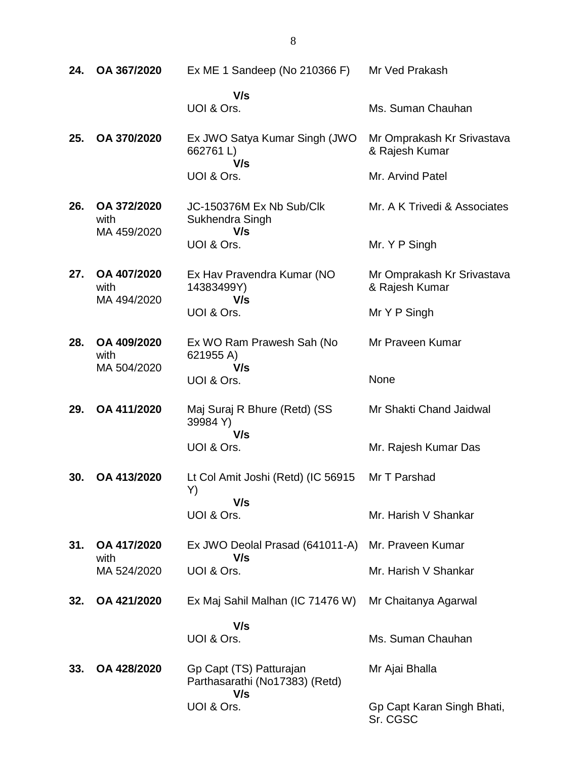| | | | |
|---|---|---|---|
| **24.** | **OA 367/2020** | Ex ME 1 Sandeep (No 210366 F)<br>**V/s**<br>UOI & Ors. | Mr Ved Prakash<br><br>Ms. Suman Chauhan |
| **25.** | **OA 370/2020** | Ex JWO Satya Kumar Singh (JWO 662761 L)<br>**V/s**<br>UOI & Ors. | Mr Omprakash Kr Srivastava & Rajesh Kumar<br><br>Mr. Arvind Patel |
| **26.** | **OA 372/2020** with MA 459/2020 | JC-150376M Ex Nb Sub/Clk Sukhendra Singh<br>**V/s**<br>UOI & Ors. | Mr. A K Trivedi & Associates<br><br>Mr. Y P Singh |
| **27.** | **OA 407/2020** with MA 494/2020 | Ex Hav Pravendra Kumar (NO 14383499Y)<br>**V/s**<br>UOI & Ors. | Mr Omprakash Kr Srivastava & Rajesh Kumar<br><br>Mr Y P Singh |
| **28.** | **OA 409/2020** with MA 504/2020 | Ex WO Ram Prawesh Sah (No 621955 A)<br>**V/s**<br>UOI & Ors. | Mr Praveen Kumar<br><br>None |
| **29.** | **OA 411/2020** | Maj Suraj R Bhure (Retd) (SS 39984 Y)<br>**V/s**<br>UOI & Ors. | Mr Shakti Chand Jaidwal<br><br>Mr. Rajesh Kumar Das |
| **30.** | **OA 413/2020** | Lt Col Amit Joshi (Retd) (IC 56915 Y)<br>**V/s**<br>UOI & Ors. | Mr T Parshad<br><br>Mr. Harish V Shankar |
| **31.** | **OA 417/2020** with MA 524/2020 | Ex JWO Deolal Prasad (641011-A)<br>**V/s**<br>UOI & Ors. | Mr. Praveen Kumar<br><br>Mr. Harish V Shankar |
| **32.** | **OA 421/2020** | Ex Maj Sahil Malhan (IC 71476 W)<br>**V/s**<br>UOI & Ors. | Mr Chaitanya Agarwal<br><br>Ms. Suman Chauhan |
| **33.** | **OA 428/2020** | Gp Capt (TS) Patturajan Parthasarathi (No17383) (Retd)<br>**V/s**<br>UOI & Ors. | Mr Ajai Bhalla<br><br>Gp Capt Karan Singh Bhati, Sr. CGSC |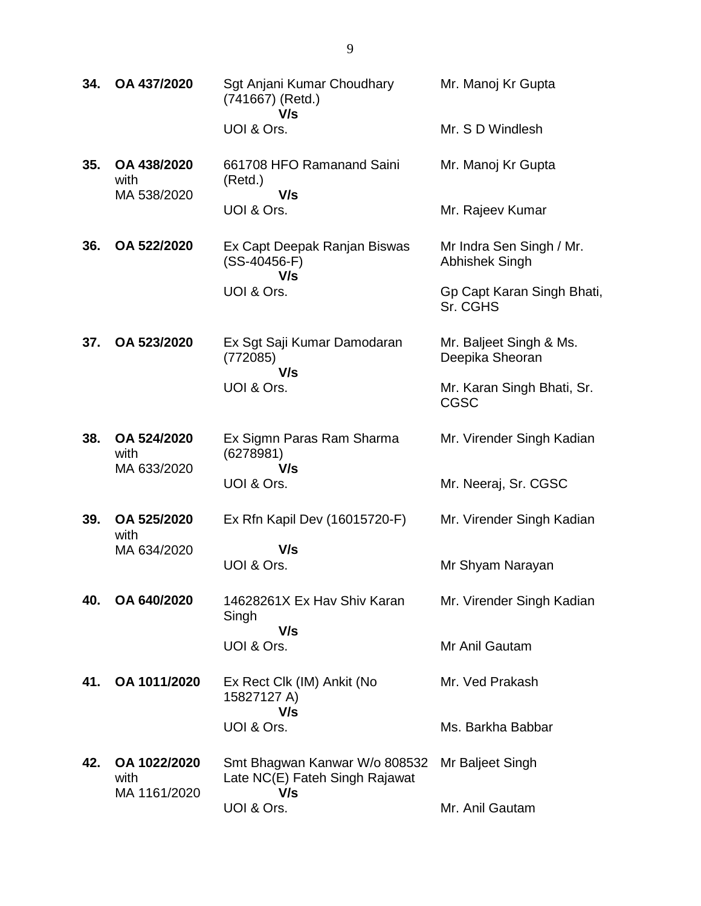| | | | |
|---|---|---|---|
| **34.** | **OA 437/2020** | Sgt Anjani Kumar Choudhary (741667) (Retd.)<br>**V/s**<br>UOI & Ors. | Mr. Manoj Kr Gupta<br><br>Mr. S D Windlesh |
| **35.** | **OA 438/2020** with MA 538/2020 | 661708 HFO Ramanand Saini (Retd.)<br>**V/s**<br>UOI & Ors. | Mr. Manoj Kr Gupta<br><br>Mr. Rajeev Kumar |
| **36.** | **OA 522/2020** | Ex Capt Deepak Ranjan Biswas (SS-40456-F)<br>**V/s**<br>UOI & Ors. | Mr Indra Sen Singh / Mr. Abhishek Singh<br><br>Gp Capt Karan Singh Bhati, Sr. CGHS |
| **37.** | **OA 523/2020** | Ex Sgt Saji Kumar Damodaran (772085)<br>**V/s**<br>UOI & Ors. | Mr. Baljeet Singh & Ms. Deepika Sheoran<br><br>Mr. Karan Singh Bhati, Sr. CGSC |
| **38.** | **OA 524/2020** with MA 633/2020 | Ex Sigmn Paras Ram Sharma (6278981)<br>**V/s**<br>UOI & Ors. | Mr. Virender Singh Kadian<br><br>Mr. Neeraj, Sr. CGSC |
| **39.** | **OA 525/2020** with MA 634/2020 | Ex Rfn Kapil Dev (16015720-F)<br>**V/s**<br>UOI & Ors. | Mr. Virender Singh Kadian<br><br>Mr Shyam Narayan |
| **40.** | **OA 640/2020** | 14628261X Ex Hav Shiv Karan Singh<br>**V/s**<br>UOI & Ors. | Mr. Virender Singh Kadian<br><br>Mr Anil Gautam |
| **41.** | **OA 1011/2020** | Ex Rect Clk (IM) Ankit (No 15827127 A)<br>**V/s**<br>UOI & Ors. | Mr. Ved Prakash<br><br>Ms. Barkha Babbar |
| **42.** | **OA 1022/2020** with MA 1161/2020 | Smt Bhagwan Kanwar W/o 808532 Late NC(E) Fateh Singh Rajawat<br>**V/s**<br>UOI & Ors. | Mr Baljeet Singh<br><br>Mr. Anil Gautam |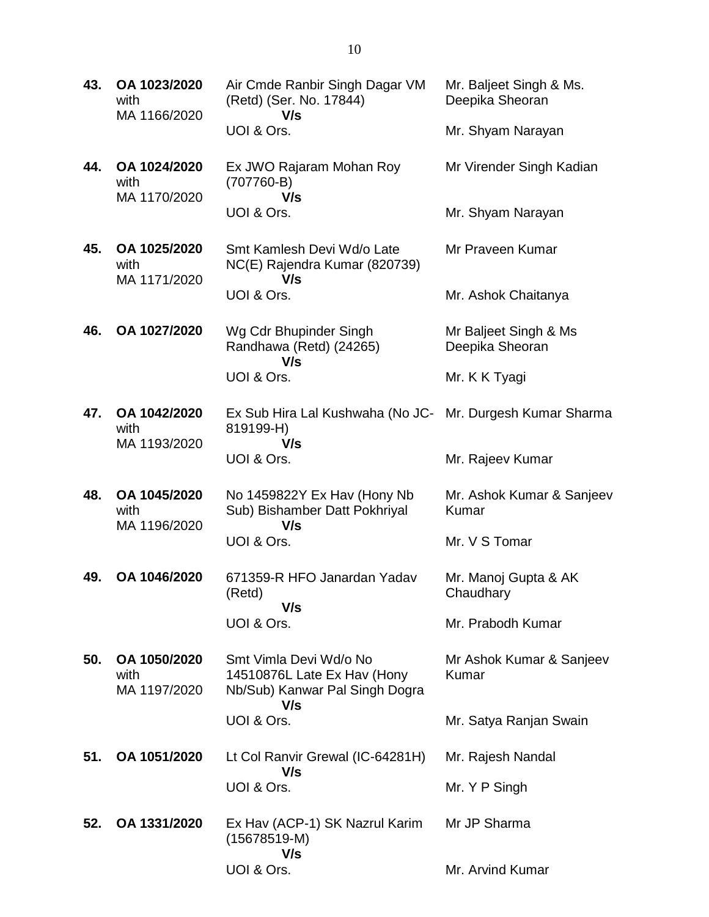| | | | |
|---|---|---|---|
| **43.** | **OA 1023/2020** with MA 1166/2020 | Air Cmde Ranbir Singh Dagar VM (Retd) (Ser. No. 17844) **V/s** UOI & Ors. | Mr. Baljeet Singh & Ms. Deepika Sheoran<br><br>Mr. Shyam Narayan |
| **44.** | **OA 1024/2020** with MA 1170/2020 | Ex JWO Rajaram Mohan Roy (707760-B) **V/s** UOI & Ors. | Mr Virender Singh Kadian<br><br>Mr. Shyam Narayan |
| **45.** | **OA 1025/2020** with MA 1171/2020 | Smt Kamlesh Devi Wd/o Late NC(E) Rajendra Kumar (820739) **V/s** UOI & Ors. | Mr Praveen Kumar<br><br>Mr. Ashok Chaitanya |
| **46.** | **OA 1027/2020** | Wg Cdr Bhupinder Singh Randhawa (Retd) (24265) **V/s** UOI & Ors. | Mr Baljeet Singh & Ms Deepika Sheoran<br><br>Mr. K K Tyagi |
| **47.** | **OA 1042/2020** with MA 1193/2020 | Ex Sub Hira Lal Kushwaha (No JC-819199-H) **V/s** UOI & Ors. | Mr. Durgesh Kumar Sharma<br><br>Mr. Rajeev Kumar |
| **48.** | **OA 1045/2020** with MA 1196/2020 | No 1459822Y Ex Hav (Hony Nb Sub) Bishamber Datt Pokhriyal **V/s** UOI & Ors. | Mr. Ashok Kumar & Sanjeev Kumar<br><br>Mr. V S Tomar |
| **49.** | **OA 1046/2020** | 671359-R HFO Janardan Yadav (Retd) **V/s** UOI & Ors. | Mr. Manoj Gupta & AK Chaudhary<br><br>Mr. Prabodh Kumar |
| **50.** | **OA 1050/2020** with MA 1197/2020 | Smt Vimla Devi Wd/o No 14510876L Late Ex Hav (Hony Nb/Sub) Kanwar Pal Singh Dogra **V/s** UOI & Ors. | Mr Ashok Kumar & Sanjeev Kumar<br><br>Mr. Satya Ranjan Swain |
| **51.** | **OA 1051/2020** | Lt Col Ranvir Grewal (IC-64281H) **V/s** UOI & Ors. | Mr. Rajesh Nandal<br><br>Mr. Y P Singh |
| **52.** | **OA 1331/2020** | Ex Hav (ACP-1) SK Nazrul Karim (15678519-M) **V/s** UOI & Ors. | Mr JP Sharma<br><br>Mr. Arvind Kumar |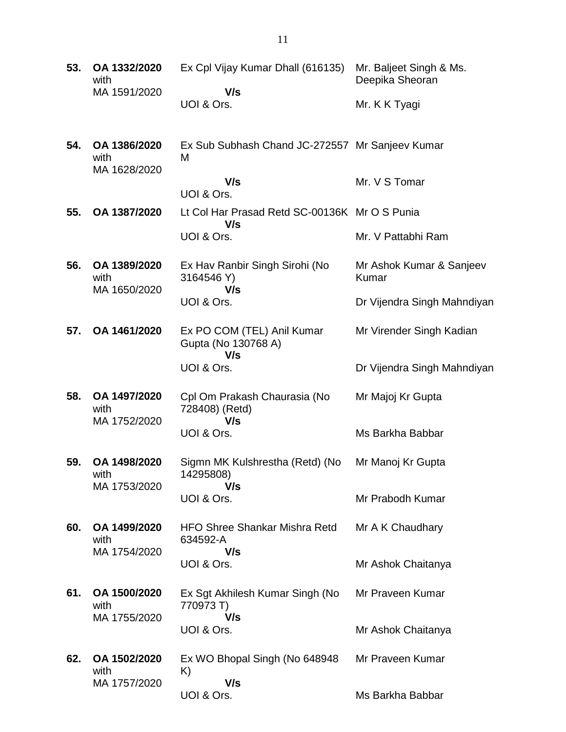| | | | |
|---|---|---|---|
| **53.** | **OA 1332/2020** with MA 1591/2020 | Ex Cpl Vijay Kumar Dhall (616135) **V/s** UOI & Ors. | Mr. Baljeet Singh & Ms. Deepika Sheoran<br>Mr. K K Tyagi |
| **54.** | **OA 1386/2020** with MA 1628/2020 | Ex Sub Subhash Chand JC-272557 M **V/s** UOI & Ors. | Mr Sanjeev Kumar<br>Mr. V S Tomar |
| **55.** | **OA 1387/2020** | Lt Col Har Prasad Retd SC-00136K **V/s** UOI & Ors. | Mr O S Punia<br>Mr. V Pattabhi Ram |
| **56.** | **OA 1389/2020** with MA 1650/2020 | Ex Hav Ranbir Singh Sirohi (No 3164546 Y) **V/s** UOI & Ors. | Mr Ashok Kumar & Sanjeev Kumar<br>Dr Vijendra Singh Mahndiyan |
| **57.** | **OA 1461/2020** | Ex PO COM (TEL) Anil Kumar Gupta (No 130768 A) **V/s** UOI & Ors. | Mr Virender Singh Kadian<br>Dr Vijendra Singh Mahndiyan |
| **58.** | **OA 1497/2020** with MA 1752/2020 | Cpl Om Prakash Chaurasia (No 728408) (Retd) **V/s** UOI & Ors. | Mr Majoj Kr Gupta<br>Ms Barkha Babbar |
| **59.** | **OA 1498/2020** with MA 1753/2020 | Sigmn MK Kulshrestha (Retd) (No 14295808) **V/s** UOI & Ors. | Mr Manoj Kr Gupta<br>Mr Prabodh Kumar |
| **60.** | **OA 1499/2020** with MA 1754/2020 | HFO Shree Shankar Mishra Retd 634592-A **V/s** UOI & Ors. | Mr A K Chaudhary<br>Mr Ashok Chaitanya |
| **61.** | **OA 1500/2020** with MA 1755/2020 | Ex Sgt Akhilesh Kumar Singh (No 770973 T) **V/s** UOI & Ors. | Mr Praveen Kumar<br>Mr Ashok Chaitanya |
| **62.** | **OA 1502/2020** with MA 1757/2020 | Ex WO Bhopal Singh (No 648948 K) **V/s** UOI & Ors. | Mr Praveen Kumar<br>Ms Barkha Babbar |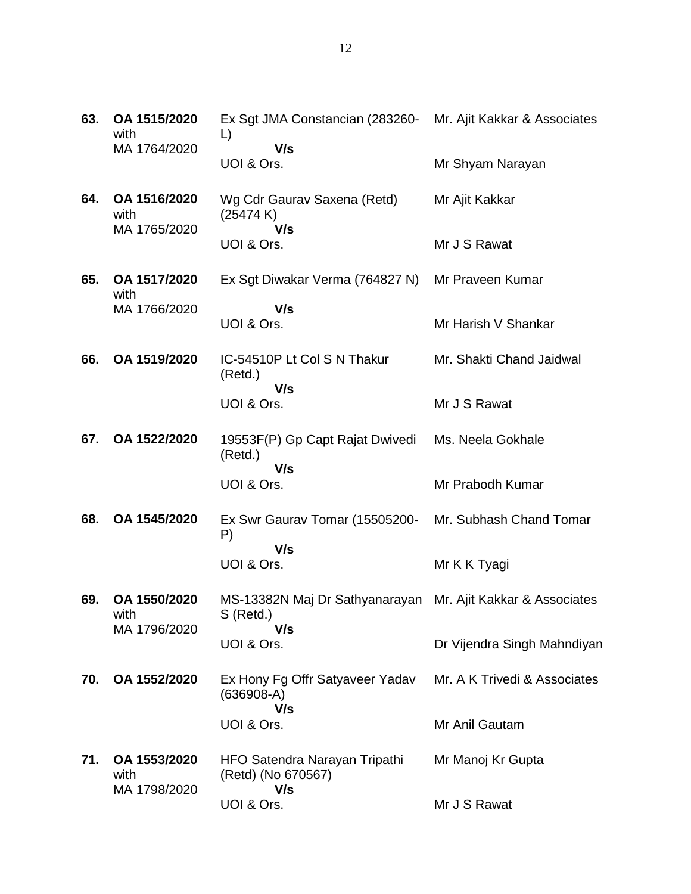| | | | |
|---|---|---|---|
| **63.** | **OA 1515/2020** with MA 1764/2020 | Ex Sgt JMA Constancian (283260-L) **V/s** UOI & Ors. | Mr. Ajit Kakkar & Associates<br><br>Mr Shyam Narayan |
| **64.** | **OA 1516/2020** with MA 1765/2020 | Wg Cdr Gaurav Saxena (Retd) (25474 K) **V/s** UOI & Ors. | Mr Ajit Kakkar<br><br>Mr J S Rawat |
| **65.** | **OA 1517/2020** with MA 1766/2020 | Ex Sgt Diwakar Verma (764827 N) **V/s** UOI & Ors. | Mr Praveen Kumar<br><br>Mr Harish V Shankar |
| **66.** | **OA 1519/2020** | IC-54510P Lt Col S N Thakur (Retd.) **V/s** UOI & Ors. | Mr. Shakti Chand Jaidwal<br><br>Mr J S Rawat |
| **67.** | **OA 1522/2020** | 19553F(P) Gp Capt Rajat Dwivedi (Retd.) **V/s** UOI & Ors. | Ms. Neela Gokhale<br><br>Mr Prabodh Kumar |
| **68.** | **OA 1545/2020** | Ex Swr Gaurav Tomar (15505200-P) **V/s** UOI & Ors. | Mr. Subhash Chand Tomar<br><br>Mr K K Tyagi |
| **69.** | **OA 1550/2020** with MA 1796/2020 | MS-13382N Maj Dr Sathyanarayan S (Retd.) **V/s** UOI & Ors. | Mr. Ajit Kakkar & Associates<br><br>Dr Vijendra Singh Mahndiyan |
| **70.** | **OA 1552/2020** | Ex Hony Fg Offr Satyaveer Yadav (636908-A) **V/s** UOI & Ors. | Mr. A K Trivedi & Associates<br><br>Mr Anil Gautam |
| **71.** | **OA 1553/2020** with MA 1798/2020 | HFO Satendra Narayan Tripathi (Retd) (No 670567) **V/s** UOI & Ors. | Mr Manoj Kr Gupta<br><br>Mr J S Rawat |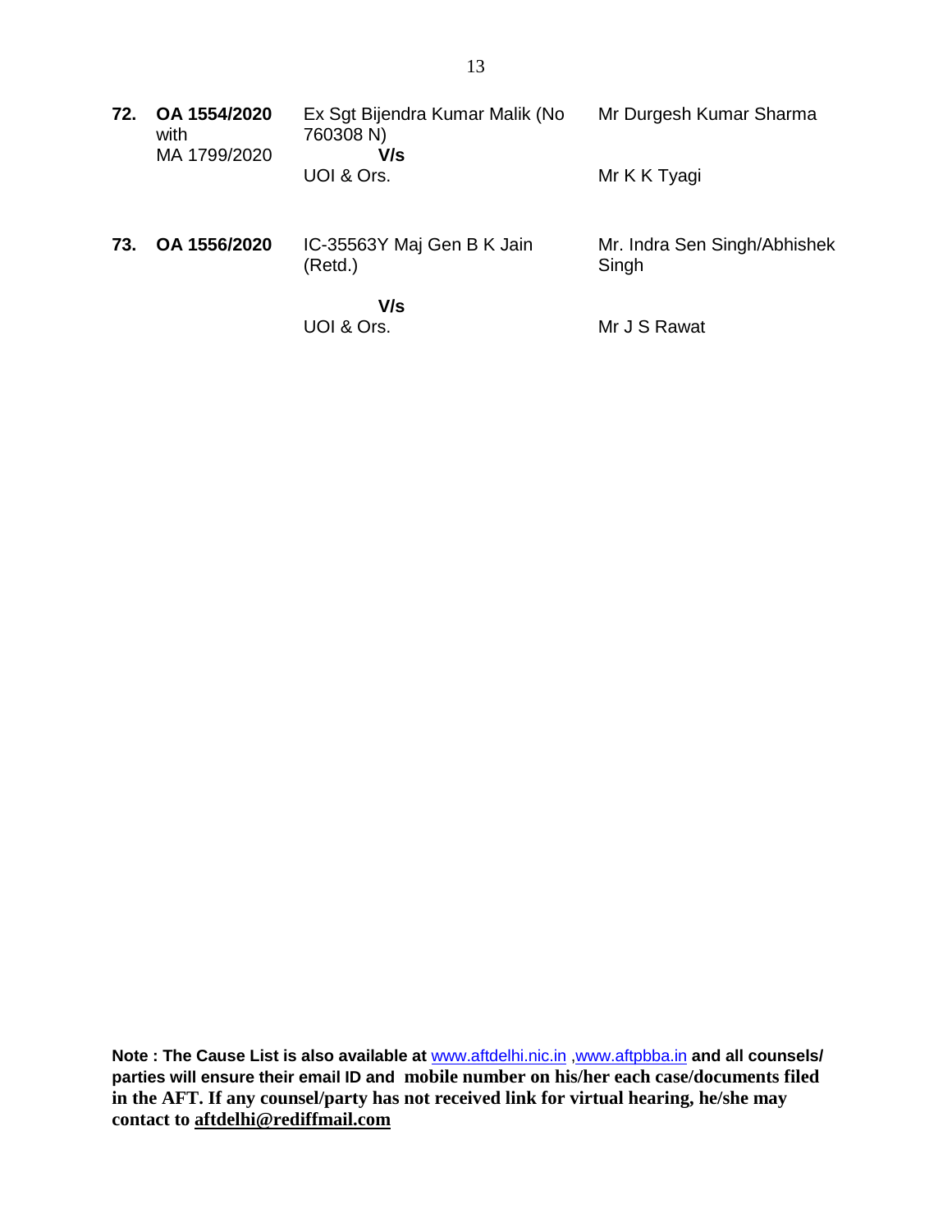| | | | |
|---|---|---|---|
| **72.** | **OA 1554/2020** with MA 1799/2020 | Ex Sgt Bijendra Kumar Malik (No 760308 N) **V/s** UOI & Ors. | Mr Durgesh Kumar Sharma <br> Mr K K Tyagi |
| **73.** | **OA 1556/2020** | IC-35563Y Maj Gen B K Jain (Retd.) **V/s** UOI & Ors. | Mr. Indra Sen Singh/Abhishek Singh <br> Mr J S Rawat |

**Note : The Cause List is also available at** www.aftdelhi.nic.in ,www.aftpbba.in **and all counsels/ parties will ensure their email ID and mobile number on his/her each case/documents filed in the AFT. If any counsel/party has not received link for virtual hearing, he/she may contact to aftdelhi@rediffmail.com**